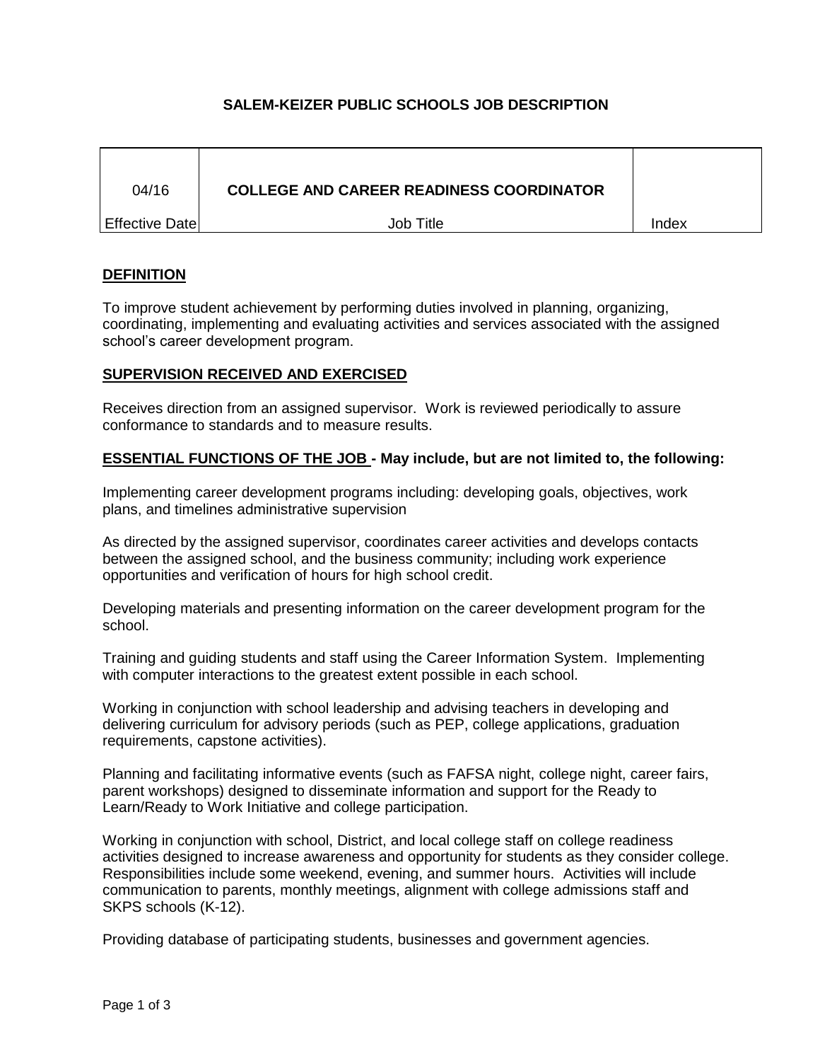# SALEM-KEIZER PUBLIC SCHOOLS JOB DESCRIPTION

| 04/16 | COLLEGE AND CAREER READINESS COORDINATOR | |
|---|---|---|
| Effective Date | Job Title | Index |

## DEFINITION

To improve student achievement by performing duties involved in planning, organizing, coordinating, implementing and evaluating activities and services associated with the assigned school's career development program.

## SUPERVISION RECEIVED AND EXERCISED

Receives direction from an assigned supervisor. Work is reviewed periodically to assure conformance to standards and to measure results.

## ESSENTIAL FUNCTIONS OF THE JOB - May include, but are not limited to, the following:

Implementing career development programs including: developing goals, objectives, work plans, and timelines administrative supervision

As directed by the assigned supervisor, coordinates career activities and develops contacts between the assigned school, and the business community; including work experience opportunities and verification of hours for high school credit.

Developing materials and presenting information on the career development program for the school.

Training and guiding students and staff using the Career Information System. Implementing with computer interactions to the greatest extent possible in each school.

Working in conjunction with school leadership and advising teachers in developing and delivering curriculum for advisory periods (such as PEP, college applications, graduation requirements, capstone activities).

Planning and facilitating informative events (such as FAFSA night, college night, career fairs, parent workshops) designed to disseminate information and support for the Ready to Learn/Ready to Work Initiative and college participation.

Working in conjunction with school, District, and local college staff on college readiness activities designed to increase awareness and opportunity for students as they consider college. Responsibilities include some weekend, evening, and summer hours. Activities will include communication to parents, monthly meetings, alignment with college admissions staff and SKPS schools (K-12).

Providing database of participating students, businesses and government agencies.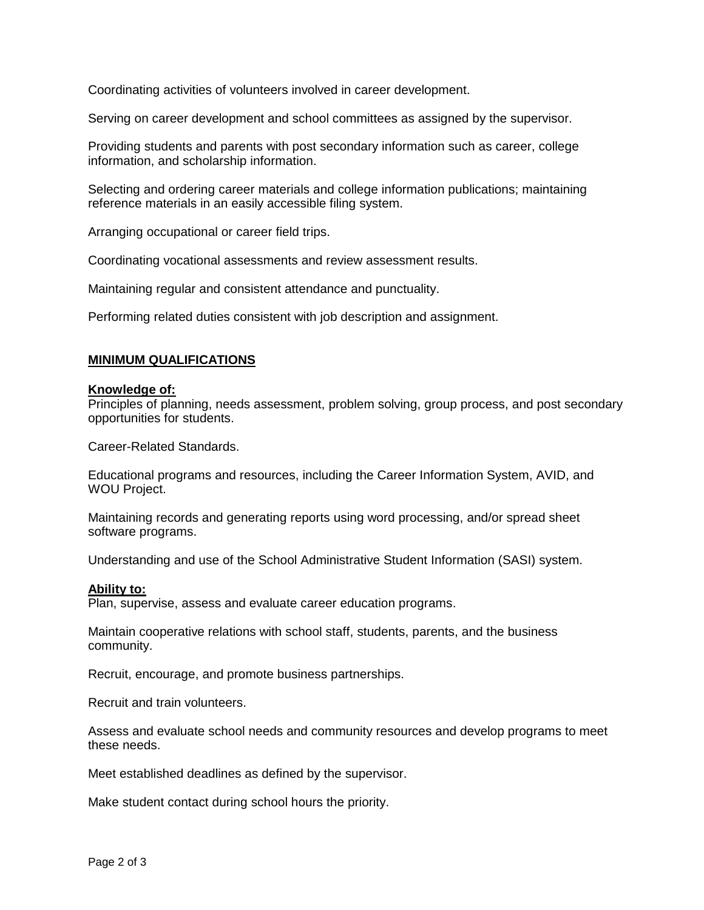Coordinating activities of volunteers involved in career development.

Serving on career development and school committees as assigned by the supervisor.

Providing students and parents with post secondary information such as career, college information, and scholarship information.

Selecting and ordering career materials and college information publications; maintaining reference materials in an easily accessible filing system.

Arranging occupational or career field trips.

Coordinating vocational assessments and review assessment results.

Maintaining regular and consistent attendance and punctuality.

Performing related duties consistent with job description and assignment.

## MINIMUM QUALIFICATIONS

**Knowledge of:**

Principles of planning, needs assessment, problem solving, group process, and post secondary opportunities for students.

Career-Related Standards.

Educational programs and resources, including the Career Information System, AVID, and WOU Project.

Maintaining records and generating reports using word processing, and/or spread sheet software programs.

Understanding and use of the School Administrative Student Information (SASI) system.

**Ability to:**

Plan, supervise, assess and evaluate career education programs.

Maintain cooperative relations with school staff, students, parents, and the business community.

Recruit, encourage, and promote business partnerships.

Recruit and train volunteers.

Assess and evaluate school needs and community resources and develop programs to meet these needs.

Meet established deadlines as defined by the supervisor.

Make student contact during school hours the priority.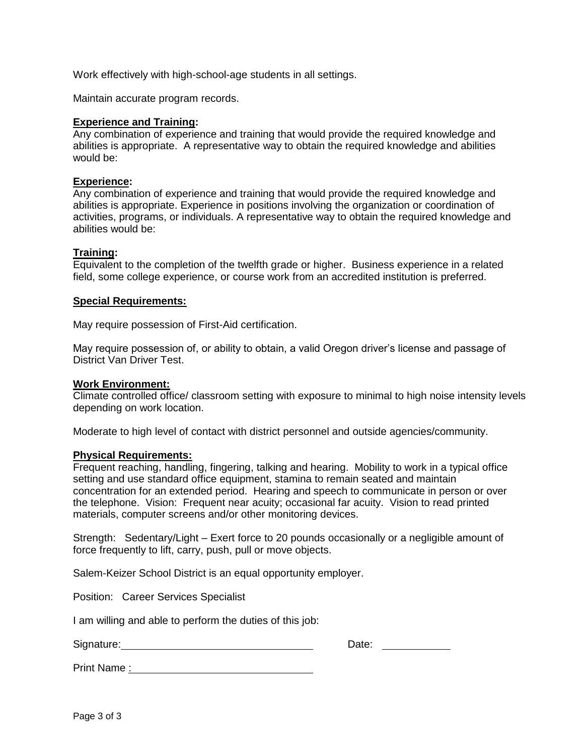Work effectively with high-school-age students in all settings.

Maintain accurate program records.

**Experience and Training:**
Any combination of experience and training that would provide the required knowledge and abilities is appropriate. A representative way to obtain the required knowledge and abilities would be:

**Experience:**
Any combination of experience and training that would provide the required knowledge and abilities is appropriate. Experience in positions involving the organization or coordination of activities, programs, or individuals. A representative way to obtain the required knowledge and abilities would be:

**Training:**
Equivalent to the completion of the twelfth grade or higher. Business experience in a related field, some college experience, or course work from an accredited institution is preferred.

**Special Requirements:**

May require possession of First-Aid certification.

May require possession of, or ability to obtain, a valid Oregon driver's license and passage of District Van Driver Test.

**Work Environment:**
Climate controlled office/ classroom setting with exposure to minimal to high noise intensity levels depending on work location.

Moderate to high level of contact with district personnel and outside agencies/community.

**Physical Requirements:**
Frequent reaching, handling, fingering, talking and hearing. Mobility to work in a typical office setting and use standard office equipment, stamina to remain seated and maintain concentration for an extended period. Hearing and speech to communicate in person or over the telephone. Vision: Frequent near acuity; occasional far acuity. Vision to read printed materials, computer screens and/or other monitoring devices.

Strength: Sedentary/Light – Exert force to 20 pounds occasionally or a negligible amount of force frequently to lift, carry, push, pull or move objects.

Salem-Keizer School District is an equal opportunity employer.

Position: Career Services Specialist

I am willing and able to perform the duties of this job:

Signature:\_\_\_\_\_\_\_\_\_\_\_\_\_\_\_\_\_\_\_\_\_\_\_\_\_\_\_\_\_\_ Date: \_\_\_\_\_\_\_\_\_\_\_\_

Print Name :\_\_\_\_\_\_\_\_\_\_\_\_\_\_\_\_\_\_\_\_\_\_\_\_\_\_\_\_\_\_